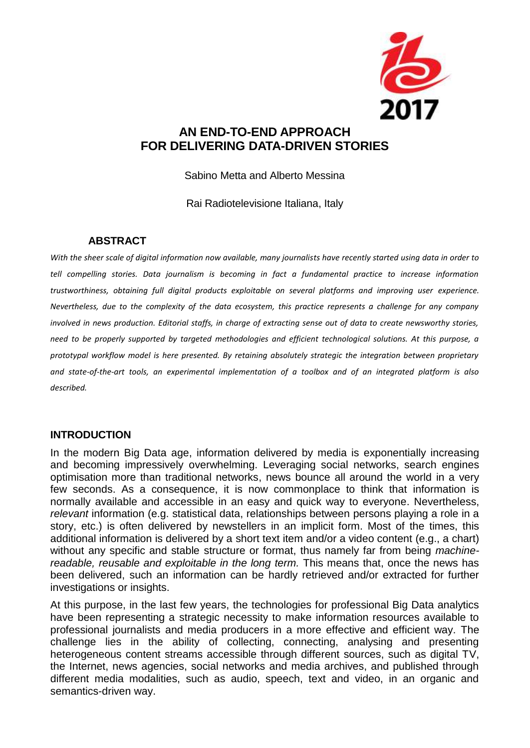# AN END-TO-END APPROACH FOR DELIVERING DATA-DRIVEN STORIES

Sabino Metta and Alberto Messina

Rai Radiotelevisione Italiana, Italy

## ABSTRACT

*With the sheer scale of digital information now available, many journalists have recently started using data in order to tell compelling stories. Data journalism is becoming in fact a fundamental practice to increase information trustworthiness, obtaining full digital products exploitable on several platforms and improving user experience. Nevertheless, due to the complexity of the data ecosystem, this practice represents a challenge for any company involved in news production. Editorial staffs, in charge of extracting sense out of data to create newsworthy stories, need to be properly supported by targeted methodologies and efficient technological solutions. At this purpose, a prototypal workflow model is here presented. By retaining absolutely strategic the integration between proprietary and state-of-the-art tools, an experimental implementation of a toolbox and of an integrated platform is also described.*

## INTRODUCTION

In the modern Big Data age, information delivered by media is exponentially increasing and becoming impressively overwhelming. Leveraging social networks, search engines optimisation more than traditional networks, news bounce all around the world in a very few seconds. As a consequence, it is now commonplace to think that information is normally available and accessible in an easy and quick way to everyone. Nevertheless, *relevant* information (e.g. statistical data, relationships between persons playing a role in a story, etc.) is often delivered by newstellers in an implicit form. Most of the times, this additional information is delivered by a short text item and/or a video content (e.g., a chart) without any specific and stable structure or format, thus namely far from being *machine-readable, reusable and exploitable in the long term.* This means that, once the news has been delivered, such an information can be hardly retrieved and/or extracted for further investigations or insights.

At this purpose, in the last few years, the technologies for professional Big Data analytics have been representing a strategic necessity to make information resources available to professional journalists and media producers in a more effective and efficient way. The challenge lies in the ability of collecting, connecting, analysing and presenting heterogeneous content streams accessible through different sources, such as digital TV, the Internet, news agencies, social networks and media archives, and published through different media modalities, such as audio, speech, text and video, in an organic and semantics-driven way.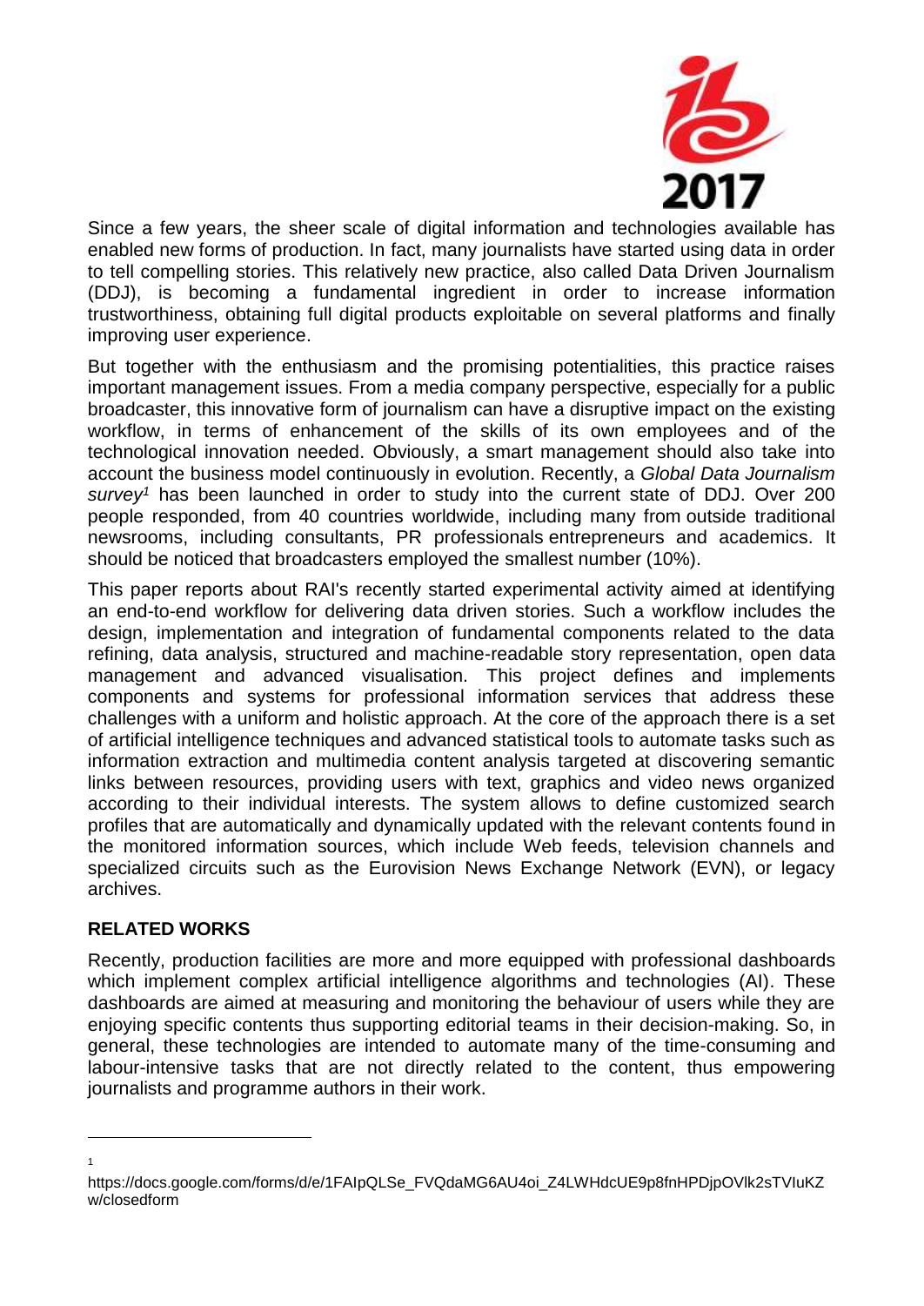Since a few years, the sheer scale of digital information and technologies available has enabled new forms of production. In fact, many journalists have started using data in order to tell compelling stories. This relatively new practice, also called Data Driven Journalism (DDJ), is becoming a fundamental ingredient in order to increase information trustworthiness, obtaining full digital products exploitable on several platforms and finally improving user experience.

But together with the enthusiasm and the promising potentialities, this practice raises important management issues. From a media company perspective, especially for a public broadcaster, this innovative form of journalism can have a disruptive impact on the existing workflow, in terms of enhancement of the skills of its own employees and of the technological innovation needed. Obviously, a smart management should also take into account the business model continuously in evolution. Recently, a *Global Data Journalism survey*[1] has been launched in order to study into the current state of DDJ. Over 200 people responded, from 40 countries worldwide, including many from outside traditional newsrooms, including consultants, PR professionals entrepreneurs and academics. It should be noticed that broadcasters employed the smallest number (10%).

This paper reports about RAI's recently started experimental activity aimed at identifying an end-to-end workflow for delivering data driven stories. Such a workflow includes the design, implementation and integration of fundamental components related to the data refining, data analysis, structured and machine-readable story representation, open data management and advanced visualisation. This project defines and implements components and systems for professional information services that address these challenges with a uniform and holistic approach. At the core of the approach there is a set of artificial intelligence techniques and advanced statistical tools to automate tasks such as information extraction and multimedia content analysis targeted at discovering semantic links between resources, providing users with text, graphics and video news organized according to their individual interests. The system allows to define customized search profiles that are automatically and dynamically updated with the relevant contents found in the monitored information sources, which include Web feeds, television channels and specialized circuits such as the Eurovision News Exchange Network (EVN), or legacy archives.

## RELATED WORKS

Recently, production facilities are more and more equipped with professional dashboards which implement complex artificial intelligence algorithms and technologies (AI). These dashboards are aimed at measuring and monitoring the behaviour of users while they are enjoying specific contents thus supporting editorial teams in their decision-making. So, in general, these technologies are intended to automate many of the time-consuming and labour-intensive tasks that are not directly related to the content, thus empowering journalists and programme authors in their work.

---

[1] https://docs.google.com/forms/d/e/1FAIpQLSe_FVQdaMG6AU4oi_Z4LWHdcUE9p8fnHPDjpOVlk2sTVIuKZw/closedform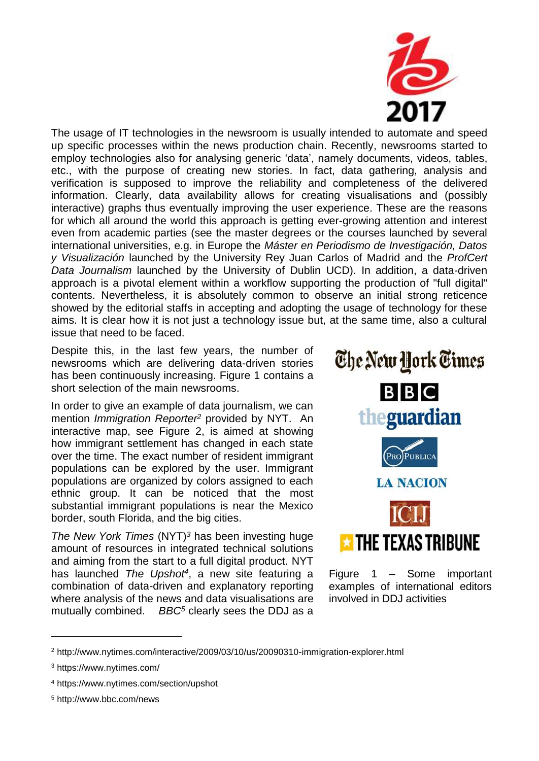The usage of IT technologies in the newsroom is usually intended to automate and speed up specific processes within the news production chain. Recently, newsrooms started to employ technologies also for analysing generic 'data', namely documents, videos, tables, etc., with the purpose of creating new stories. In fact, data gathering, analysis and verification is supposed to improve the reliability and completeness of the delivered information. Clearly, data availability allows for creating visualisations and (possibly interactive) graphs thus eventually improving the user experience. These are the reasons for which all around the world this approach is getting ever-growing attention and interest even from academic parties (see the master degrees or the courses launched by several international universities, e.g. in Europe the *Máster en Periodismo de Investigación, Datos y Visualización* launched by the University Rey Juan Carlos of Madrid and the *ProfCert Data Journalism* launched by the University of Dublin UCD). In addition, a data-driven approach is a pivotal element within a workflow supporting the production of "full digital" contents. Nevertheless, it is absolutely common to observe an initial strong reticence showed by the editorial staffs in accepting and adopting the usage of technology for these aims. It is clear how it is not just a technology issue but, at the same time, also a cultural issue that need to be faced.

Despite this, in the last few years, the number of newsrooms which are delivering data-driven stories has been continuously increasing. Figure 1 contains a short selection of the main newsrooms.

In order to give an example of data journalism, we can mention *Immigration Reporter*[2] provided by NYT. An interactive map, see Figure 2, is aimed at showing how immigrant settlement has changed in each state over the time. The exact number of resident immigrant populations can be explored by the user. Immigrant populations are organized by colors assigned to each ethnic group. It can be noticed that the most substantial immigrant populations is near the Mexico border, south Florida, and the big cities.

*The New York Times* (NYT)[3] has been investing huge amount of resources in integrated technical solutions and aiming from the start to a full digital product. NYT has launched *The Upshot*[4], a new site featuring a combination of data-driven and explanatory reporting where analysis of the news and data visualisations are mutually combined. *BBC*[5] clearly sees the DDJ as a

Figure 1 – Some important examples of international editors involved in DDJ activities

---

[2] http://www.nytimes.com/interactive/2009/03/10/us/20090310-immigration-explorer.html

[3] https://www.nytimes.com/

[4] https://www.nytimes.com/section/upshot

[5] http://www.bbc.com/news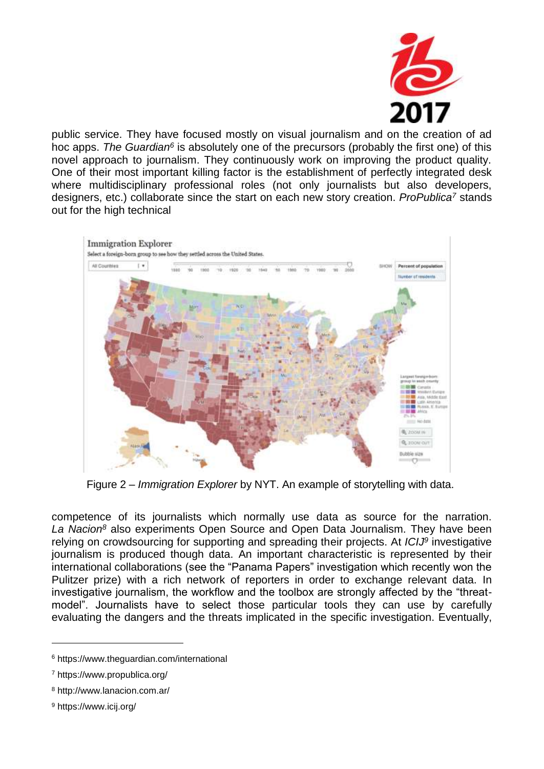public service. They have focused mostly on visual journalism and on the creation of ad hoc apps. *The Guardian*[6] is absolutely one of the precursors (probably the first one) of this novel approach to journalism. They continuously work on improving the product quality. One of their most important killing factor is the establishment of perfectly integrated desk where multidisciplinary professional roles (not only journalists but also developers, designers, etc.) collaborate since the start on each new story creation. *ProPublica*[7] stands out for the high technical

Figure 2 – *Immigration Explorer* by NYT. An example of storytelling with data.

competence of its journalists which normally use data as source for the narration. *La Nacion*[8] also experiments Open Source and Open Data Journalism. They have been relying on crowdsourcing for supporting and spreading their projects. At *ICIJ*[9] investigative journalism is produced though data. An important characteristic is represented by their international collaborations (see the "Panama Papers" investigation which recently won the Pulitzer prize) with a rich network of reporters in order to exchange relevant data. In investigative journalism, the workflow and the toolbox are strongly affected by the "threat-model". Journalists have to select those particular tools they can use by carefully evaluating the dangers and the threats implicated in the specific investigation. Eventually,

---

[6] https://www.theguardian.com/international

[7] https://www.propublica.org/

[8] http://www.lanacion.com.ar/

[9] https://www.icij.org/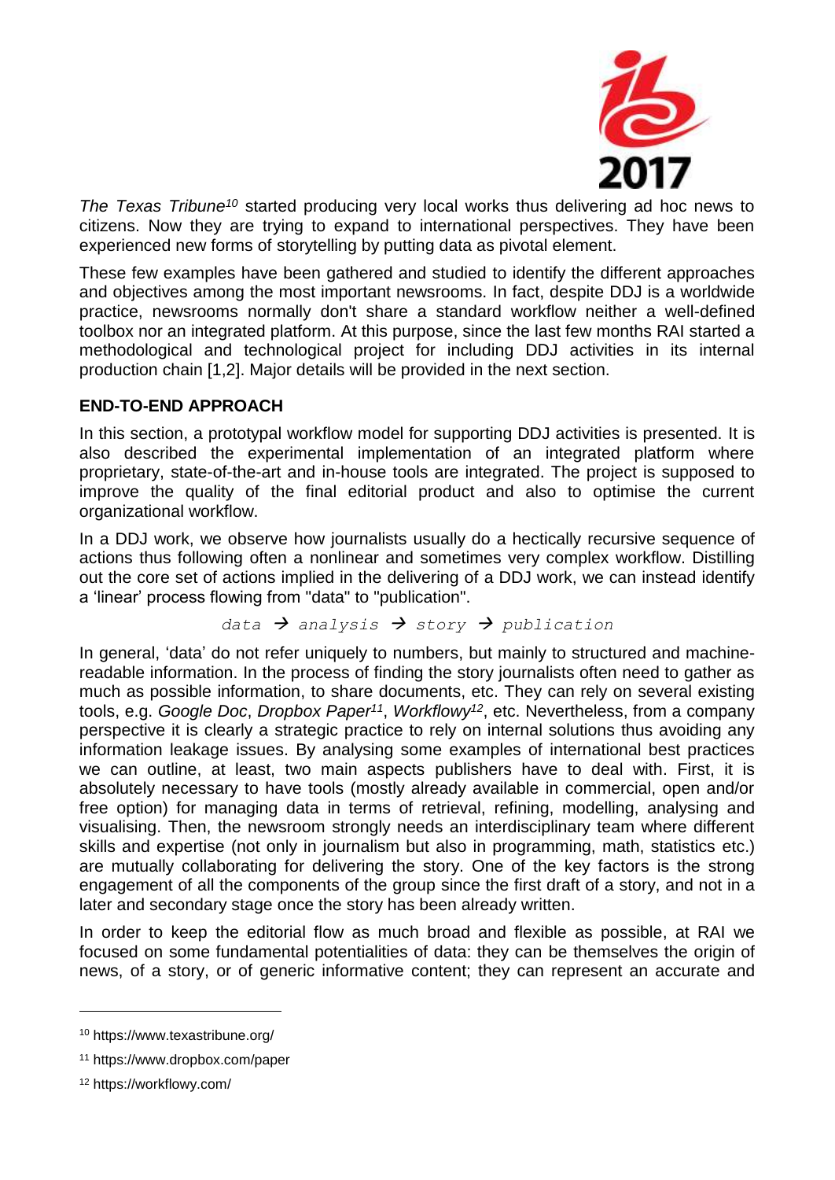*The Texas Tribune*[10] started producing very local works thus delivering ad hoc news to citizens. Now they are trying to expand to international perspectives. They have been experienced new forms of storytelling by putting data as pivotal element.

These few examples have been gathered and studied to identify the different approaches and objectives among the most important newsrooms. In fact, despite DDJ is a worldwide practice, newsrooms normally don't share a standard workflow neither a well-defined toolbox nor an integrated platform. At this purpose, since the last few months RAI started a methodological and technological project for including DDJ activities in its internal production chain [1,2]. Major details will be provided in the next section.

## END-TO-END APPROACH

In this section, a prototypal workflow model for supporting DDJ activities is presented. It is also described the experimental implementation of an integrated platform where proprietary, state-of-the-art and in-house tools are integrated. The project is supposed to improve the quality of the final editorial product and also to optimise the current organizational workflow.

In a DDJ work, we observe how journalists usually do a hectically recursive sequence of actions thus following often a nonlinear and sometimes very complex workflow. Distilling out the core set of actions implied in the delivering of a DDJ work, we can instead identify a 'linear' process flowing from "data" to "publication".

*data → analysis → story → publication*

In general, 'data' do not refer uniquely to numbers, but mainly to structured and machine-readable information. In the process of finding the story journalists often need to gather as much as possible information, to share documents, etc. They can rely on several existing tools, e.g. *Google Doc*, *Dropbox Paper*[11], *Workflowy*[12], etc. Nevertheless, from a company perspective it is clearly a strategic practice to rely on internal solutions thus avoiding any information leakage issues. By analysing some examples of international best practices we can outline, at least, two main aspects publishers have to deal with. First, it is absolutely necessary to have tools (mostly already available in commercial, open and/or free option) for managing data in terms of retrieval, refining, modelling, analysing and visualising. Then, the newsroom strongly needs an interdisciplinary team where different skills and expertise (not only in journalism but also in programming, math, statistics etc.) are mutually collaborating for delivering the story. One of the key factors is the strong engagement of all the components of the group since the first draft of a story, and not in a later and secondary stage once the story has been already written.

In order to keep the editorial flow as much broad and flexible as possible, at RAI we focused on some fundamental potentialities of data: they can be themselves the origin of news, of a story, or of generic informative content; they can represent an accurate and

---

[10] https://www.texastribune.org/

[11] https://www.dropbox.com/paper

[12] https://workflowy.com/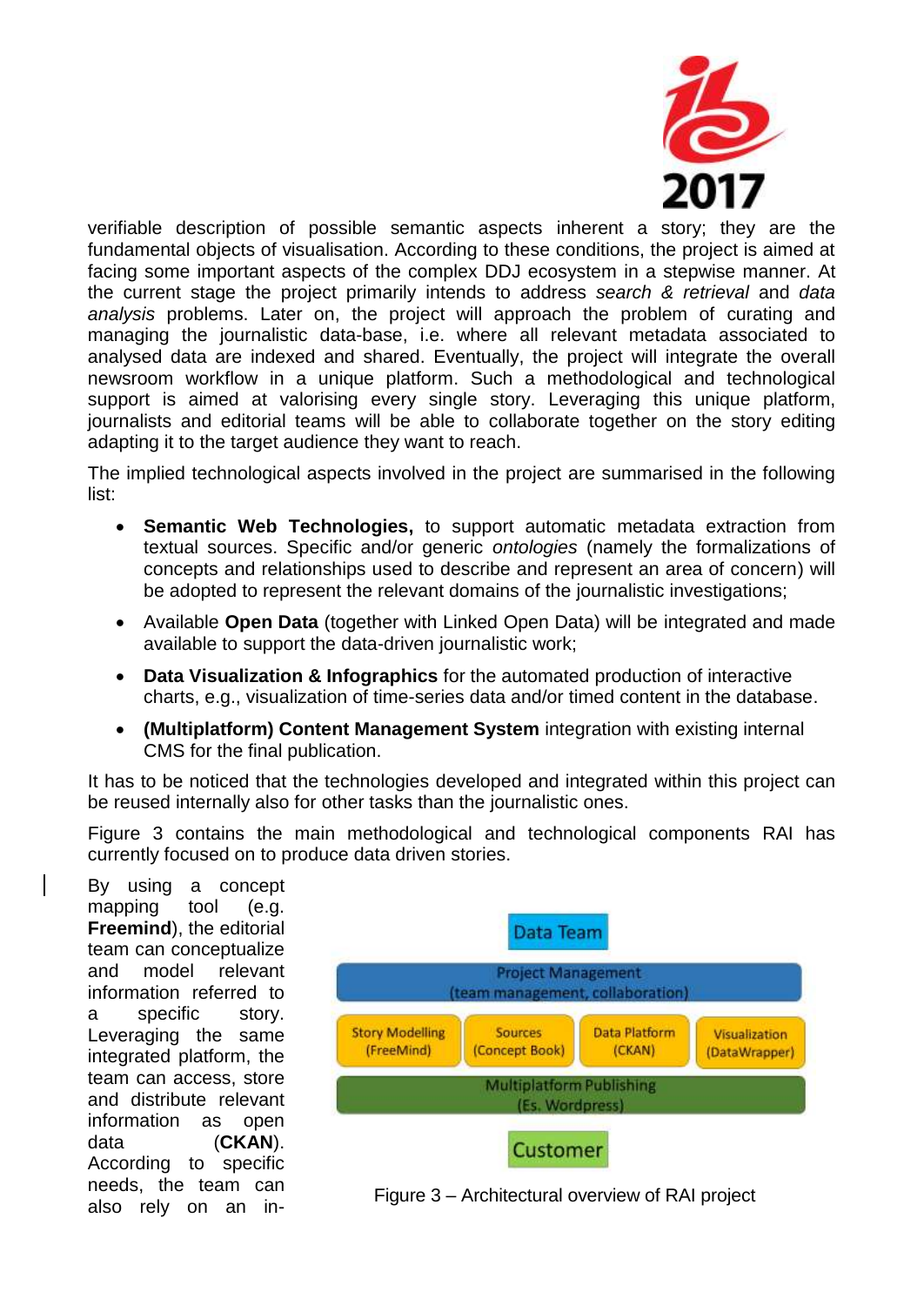verifiable description of possible semantic aspects inherent a story; they are the fundamental objects of visualisation. According to these conditions, the project is aimed at facing some important aspects of the complex DDJ ecosystem in a stepwise manner. At the current stage the project primarily intends to address *search & retrieval* and *data analysis* problems. Later on, the project will approach the problem of curating and managing the journalistic data-base, i.e. where all relevant metadata associated to analysed data are indexed and shared. Eventually, the project will integrate the overall newsroom workflow in a unique platform. Such a methodological and technological support is aimed at valorising every single story. Leveraging this unique platform, journalists and editorial teams will be able to collaborate together on the story editing adapting it to the target audience they want to reach.

The implied technological aspects involved in the project are summarised in the following list:

- **Semantic Web Technologies,** to support automatic metadata extraction from textual sources. Specific and/or generic *ontologies* (namely the formalizations of concepts and relationships used to describe and represent an area of concern) will be adopted to represent the relevant domains of the journalistic investigations;
- Available **Open Data** (together with Linked Open Data) will be integrated and made available to support the data-driven journalistic work;
- **Data Visualization & Infographics** for the automated production of interactive charts, e.g., visualization of time-series data and/or timed content in the database.
- **(Multiplatform) Content Management System** integration with existing internal CMS for the final publication.

It has to be noticed that the technologies developed and integrated within this project can be reused internally also for other tasks than the journalistic ones.

Figure 3 contains the main methodological and technological components RAI has currently focused on to produce data driven stories.

By using a concept mapping tool (e.g. **Freemind**), the editorial team can conceptualize and model relevant information referred to a specific story. Leveraging the same integrated platform, the team can access, store and distribute relevant information as open data (**CKAN**). According to specific needs, the team can also rely on an in-

Data Team

Project Management (team management, collaboration)

Story Modelling (FreeMind) | Sources (Concept Book) | Data Platform (CKAN) | Visualization (DataWrapper)

Multiplatform Publishing (Es. Wordpress)

Customer

Figure 3 – Architectural overview of RAI project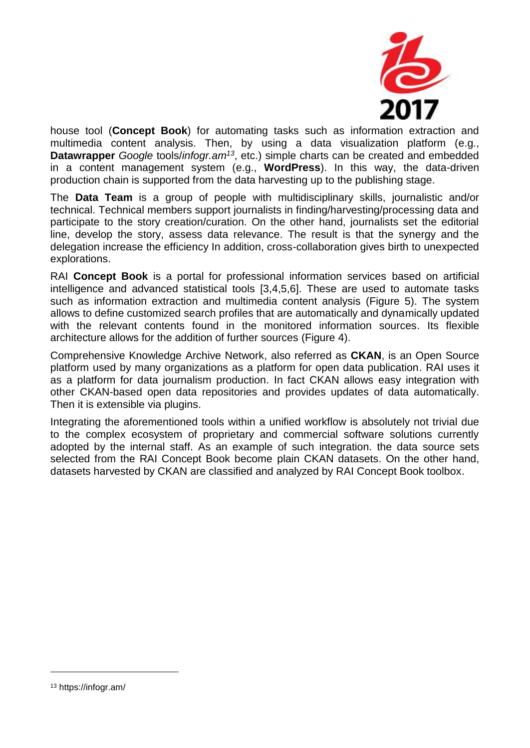house tool (**Concept Book**) for automating tasks such as information extraction and multimedia content analysis. Then, by using a data visualization platform (e.g., **Datawrapper** *Google* tools/*infogr.am*[13], etc.) simple charts can be created and embedded in a content management system (e.g., **WordPress**). In this way, the data-driven production chain is supported from the data harvesting up to the publishing stage.

The **Data Team** is a group of people with multidisciplinary skills, journalistic and/or technical. Technical members support journalists in finding/harvesting/processing data and participate to the story creation/curation. On the other hand, journalists set the editorial line, develop the story, assess data relevance. The result is that the synergy and the delegation increase the efficiency In addition, cross-collaboration gives birth to unexpected explorations.

RAI **Concept Book** is a portal for professional information services based on artificial intelligence and advanced statistical tools [3,4,5,6]. These are used to automate tasks such as information extraction and multimedia content analysis (Figure 5). The system allows to define customized search profiles that are automatically and dynamically updated with the relevant contents found in the monitored information sources. Its flexible architecture allows for the addition of further sources (Figure 4).

Comprehensive Knowledge Archive Network, also referred as **CKAN**, is an Open Source platform used by many organizations as a platform for open data publication. RAI uses it as a platform for data journalism production. In fact CKAN allows easy integration with other CKAN-based open data repositories and provides updates of data automatically. Then it is extensible via plugins.

Integrating the aforementioned tools within a unified workflow is absolutely not trivial due to the complex ecosystem of proprietary and commercial software solutions currently adopted by the internal staff. As an example of such integration. the data source sets selected from the RAI Concept Book become plain CKAN datasets. On the other hand, datasets harvested by CKAN are classified and analyzed by RAI Concept Book toolbox.

---

[13] https://infogr.am/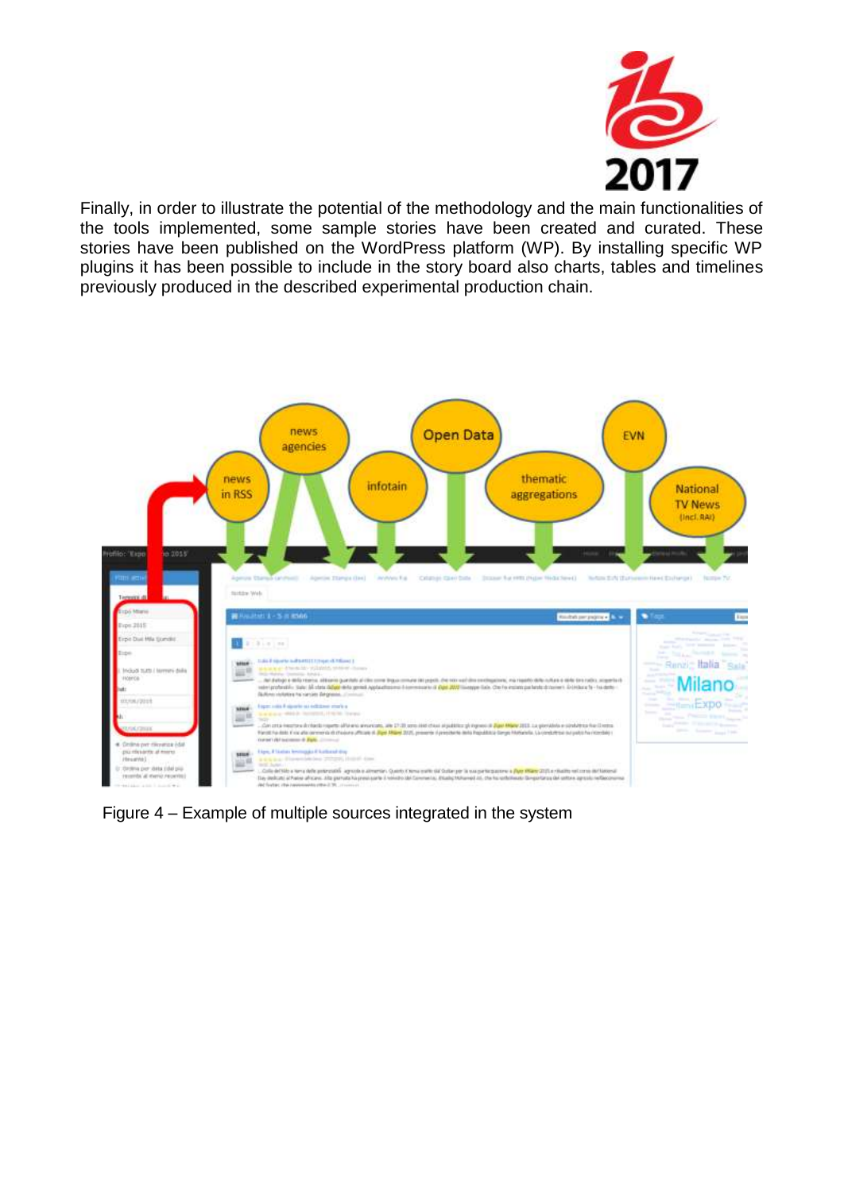Finally, in order to illustrate the potential of the methodology and the main functionalities of the tools implemented, some sample stories have been created and curated. These stories have been published on the WordPress platform (WP). By installing specific WP plugins it has been possible to include in the story board also charts, tables and timelines previously produced in the described experimental production chain.

Figure 4 – Example of multiple sources integrated in the system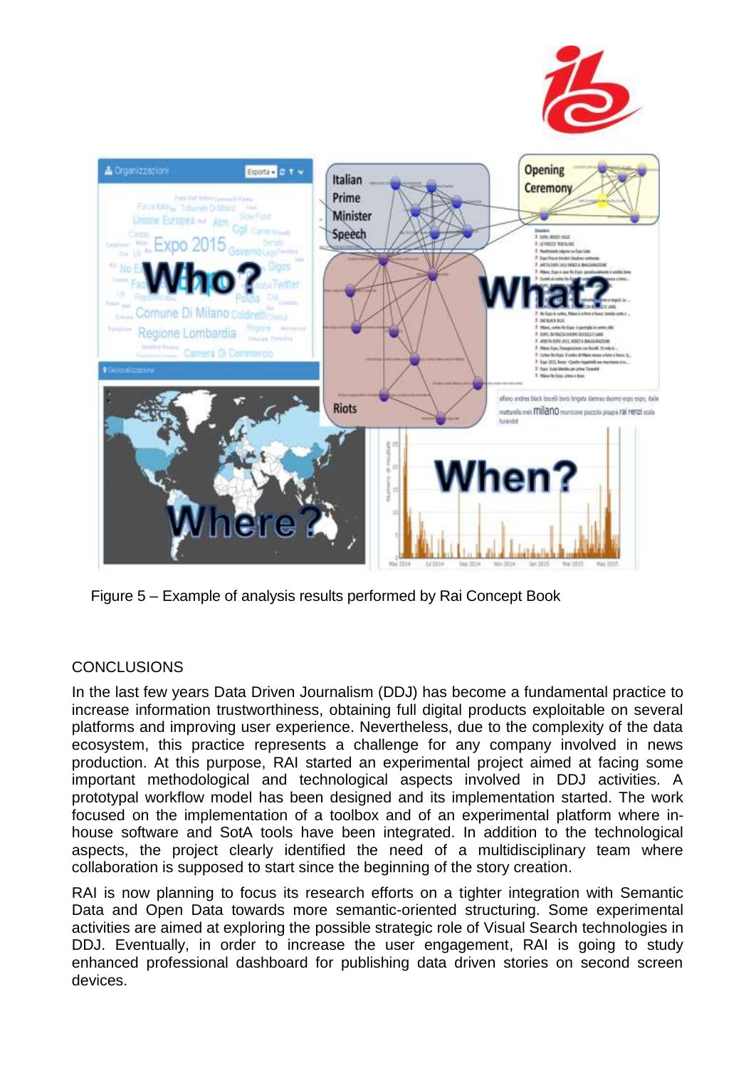Figure 5 – Example of analysis results performed by Rai Concept Book

## CONCLUSIONS

In the last few years Data Driven Journalism (DDJ) has become a fundamental practice to increase information trustworthiness, obtaining full digital products exploitable on several platforms and improving user experience. Nevertheless, due to the complexity of the data ecosystem, this practice represents a challenge for any company involved in news production. At this purpose, RAI started an experimental project aimed at facing some important methodological and technological aspects involved in DDJ activities. A prototypal workflow model has been designed and its implementation started. The work focused on the implementation of a toolbox and of an experimental platform where in-house software and SotA tools have been integrated. In addition to the technological aspects, the project clearly identified the need of a multidisciplinary team where collaboration is supposed to start since the beginning of the story creation.

RAI is now planning to focus its research efforts on a tighter integration with Semantic Data and Open Data towards more semantic-oriented structuring. Some experimental activities are aimed at exploring the possible strategic role of Visual Search technologies in DDJ. Eventually, in order to increase the user engagement, RAI is going to study enhanced professional dashboard for publishing data driven stories on second screen devices.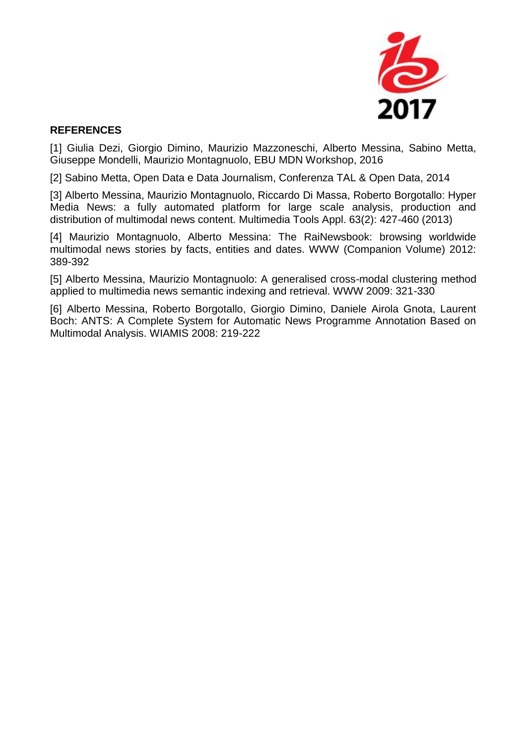## REFERENCES

[1] Giulia Dezi, Giorgio Dimino, Maurizio Mazzoneschi, Alberto Messina, Sabino Metta, Giuseppe Mondelli, Maurizio Montagnuolo, EBU MDN Workshop, 2016

[2] Sabino Metta, Open Data e Data Journalism, Conferenza TAL & Open Data, 2014

[3] Alberto Messina, Maurizio Montagnuolo, Riccardo Di Massa, Roberto Borgotallo: Hyper Media News: a fully automated platform for large scale analysis, production and distribution of multimodal news content. Multimedia Tools Appl. 63(2): 427-460 (2013)

[4] Maurizio Montagnuolo, Alberto Messina: The RaiNewsbook: browsing worldwide multimodal news stories by facts, entities and dates. WWW (Companion Volume) 2012: 389-392

[5] Alberto Messina, Maurizio Montagnuolo: A generalised cross-modal clustering method applied to multimedia news semantic indexing and retrieval. WWW 2009: 321-330

[6] Alberto Messina, Roberto Borgotallo, Giorgio Dimino, Daniele Airola Gnota, Laurent Boch: ANTS: A Complete System for Automatic News Programme Annotation Based on Multimodal Analysis. WIAMIS 2008: 219-222